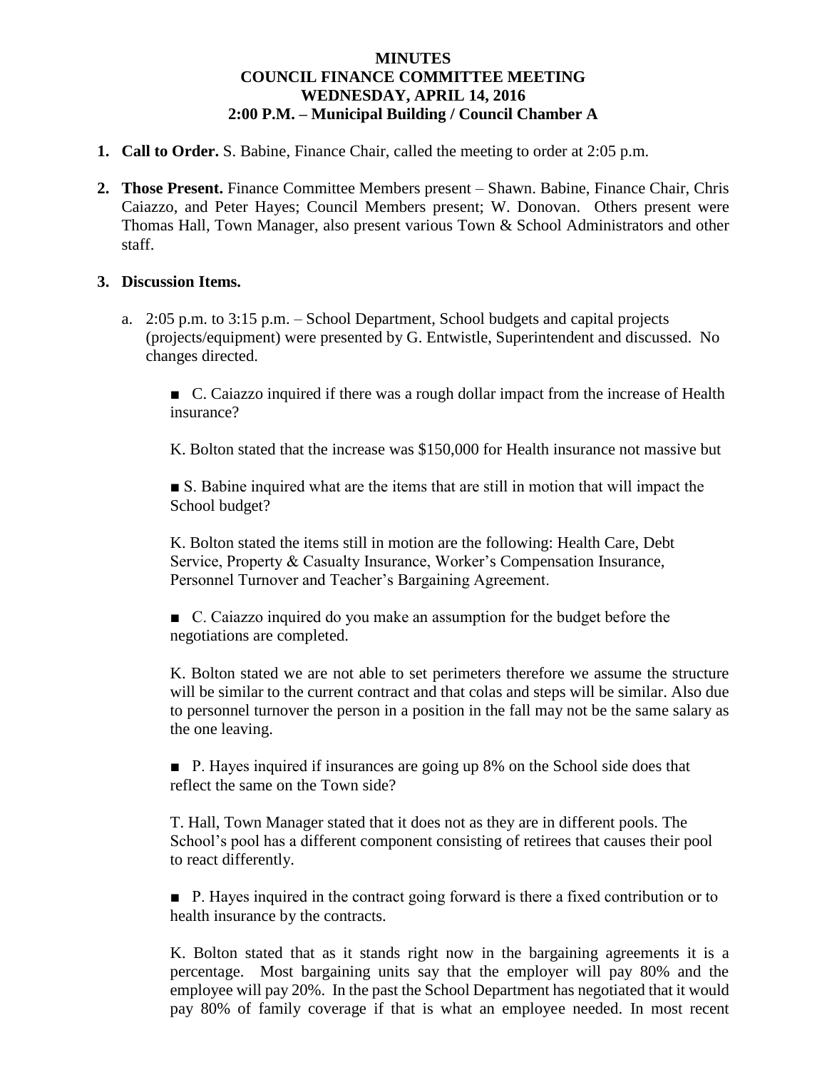**MINUTES**
**COUNCIL FINANCE COMMITTEE MEETING**
**WEDNESDAY, APRIL 14, 2016**
**2:00 P.M. – Municipal Building / Council Chamber A**

1. **Call to Order.** S. Babine, Finance Chair, called the meeting to order at 2:05 p.m.

2. **Those Present.** Finance Committee Members present – Shawn. Babine, Finance Chair, Chris Caiazzo, and Peter Hayes; Council Members present; W. Donovan. Others present were Thomas Hall, Town Manager, also present various Town & School Administrators and other staff.

3. **Discussion Items.**

   a. 2:05 p.m. to 3:15 p.m. – School Department, School budgets and capital projects (projects/equipment) were presented by G. Entwistle, Superintendent and discussed. No changes directed.

      ■ C. Caiazzo inquired if there was a rough dollar impact from the increase of Health insurance?

      K. Bolton stated that the increase was $150,000 for Health insurance not massive but

      ■ S. Babine inquired what are the items that are still in motion that will impact the School budget?

      K. Bolton stated the items still in motion are the following: Health Care, Debt Service, Property & Casualty Insurance, Worker's Compensation Insurance, Personnel Turnover and Teacher's Bargaining Agreement.

      ■ C. Caiazzo inquired do you make an assumption for the budget before the negotiations are completed.

      K. Bolton stated we are not able to set perimeters therefore we assume the structure will be similar to the current contract and that colas and steps will be similar. Also due to personnel turnover the person in a position in the fall may not be the same salary as the one leaving.

      ■ P. Hayes inquired if insurances are going up 8% on the School side does that reflect the same on the Town side?

      T. Hall, Town Manager stated that it does not as they are in different pools. The School's pool has a different component consisting of retirees that causes their pool to react differently.

      ■ P. Hayes inquired in the contract going forward is there a fixed contribution or to health insurance by the contracts.

      K. Bolton stated that as it stands right now in the bargaining agreements it is a percentage. Most bargaining units say that the employer will pay 80% and the employee will pay 20%. In the past the School Department has negotiated that it would pay 80% of family coverage if that is what an employee needed. In most recent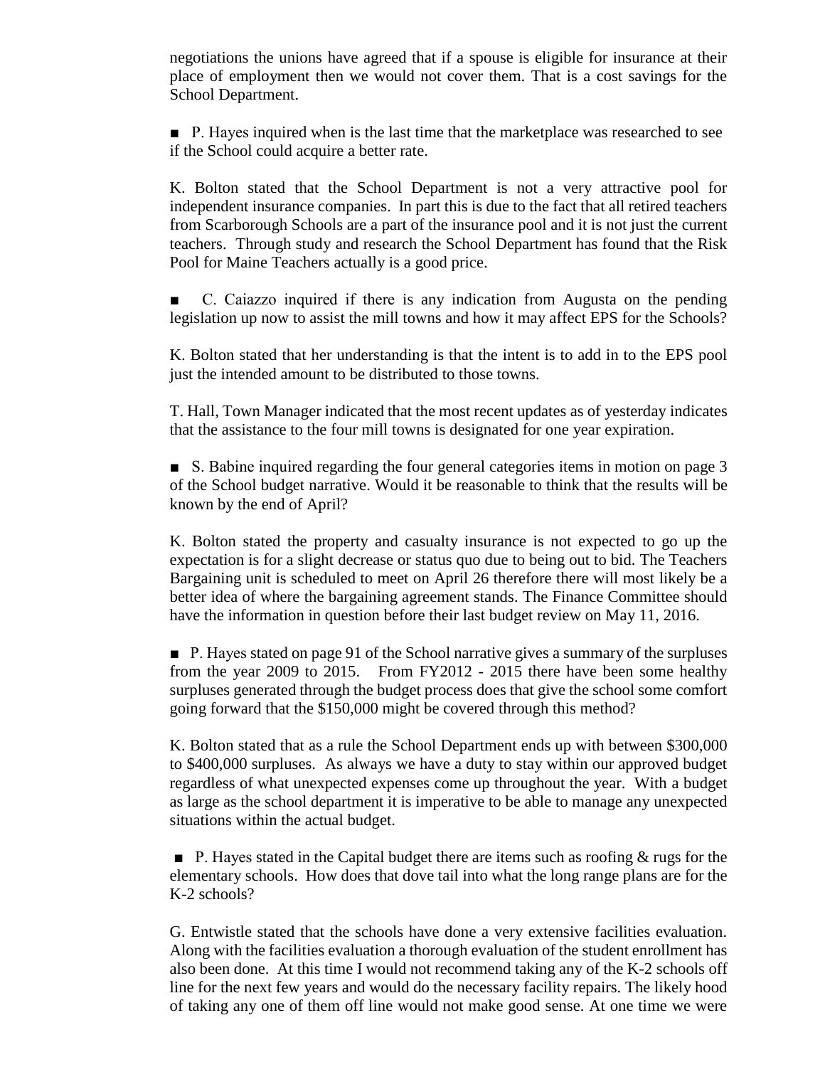negotiations the unions have agreed that if a spouse is eligible for insurance at their place of employment then we would not cover them. That is a cost savings for the School Department.

■ P. Hayes inquired when is the last time that the marketplace was researched to see if the School could acquire a better rate.

K. Bolton stated that the School Department is not a very attractive pool for independent insurance companies. In part this is due to the fact that all retired teachers from Scarborough Schools are a part of the insurance pool and it is not just the current teachers. Through study and research the School Department has found that the Risk Pool for Maine Teachers actually is a good price.

■ C. Caiazzo inquired if there is any indication from Augusta on the pending legislation up now to assist the mill towns and how it may affect EPS for the Schools?

K. Bolton stated that her understanding is that the intent is to add in to the EPS pool just the intended amount to be distributed to those towns.

T. Hall, Town Manager indicated that the most recent updates as of yesterday indicates that the assistance to the four mill towns is designated for one year expiration.

■ S. Babine inquired regarding the four general categories items in motion on page 3 of the School budget narrative. Would it be reasonable to think that the results will be known by the end of April?

K. Bolton stated the property and casualty insurance is not expected to go up the expectation is for a slight decrease or status quo due to being out to bid. The Teachers Bargaining unit is scheduled to meet on April 26 therefore there will most likely be a better idea of where the bargaining agreement stands. The Finance Committee should have the information in question before their last budget review on May 11, 2016.

■ P. Hayes stated on page 91 of the School narrative gives a summary of the surpluses from the year 2009 to 2015. From FY2012 - 2015 there have been some healthy surpluses generated through the budget process does that give the school some comfort going forward that the $150,000 might be covered through this method?

K. Bolton stated that as a rule the School Department ends up with between $300,000 to $400,000 surpluses. As always we have a duty to stay within our approved budget regardless of what unexpected expenses come up throughout the year. With a budget as large as the school department it is imperative to be able to manage any unexpected situations within the actual budget.

■ P. Hayes stated in the Capital budget there are items such as roofing & rugs for the elementary schools. How does that dove tail into what the long range plans are for the K-2 schools?

G. Entwistle stated that the schools have done a very extensive facilities evaluation. Along with the facilities evaluation a thorough evaluation of the student enrollment has also been done. At this time I would not recommend taking any of the K-2 schools off line for the next few years and would do the necessary facility repairs. The likely hood of taking any one of them off line would not make good sense. At one time we were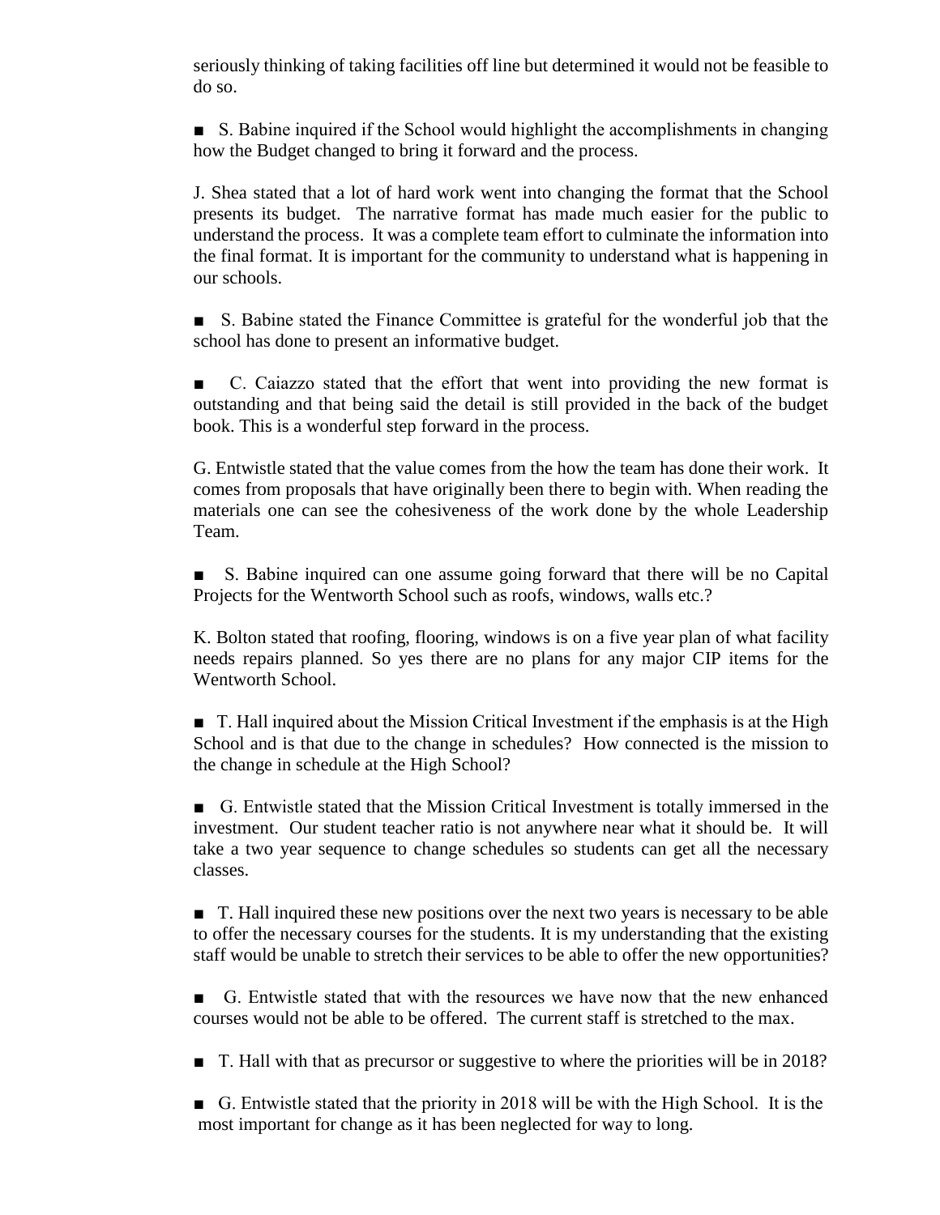seriously thinking of taking facilities off line but determined it would not be feasible to do so.

■ S. Babine inquired if the School would highlight the accomplishments in changing how the Budget changed to bring it forward and the process.

J. Shea stated that a lot of hard work went into changing the format that the School presents its budget. The narrative format has made much easier for the public to understand the process. It was a complete team effort to culminate the information into the final format. It is important for the community to understand what is happening in our schools.

■ S. Babine stated the Finance Committee is grateful for the wonderful job that the school has done to present an informative budget.

■ C. Caiazzo stated that the effort that went into providing the new format is outstanding and that being said the detail is still provided in the back of the budget book. This is a wonderful step forward in the process.

G. Entwistle stated that the value comes from the how the team has done their work. It comes from proposals that have originally been there to begin with. When reading the materials one can see the cohesiveness of the work done by the whole Leadership Team.

■ S. Babine inquired can one assume going forward that there will be no Capital Projects for the Wentworth School such as roofs, windows, walls etc.?

K. Bolton stated that roofing, flooring, windows is on a five year plan of what facility needs repairs planned. So yes there are no plans for any major CIP items for the Wentworth School.

■ T. Hall inquired about the Mission Critical Investment if the emphasis is at the High School and is that due to the change in schedules? How connected is the mission to the change in schedule at the High School?

■ G. Entwistle stated that the Mission Critical Investment is totally immersed in the investment. Our student teacher ratio is not anywhere near what it should be. It will take a two year sequence to change schedules so students can get all the necessary classes.

■ T. Hall inquired these new positions over the next two years is necessary to be able to offer the necessary courses for the students. It is my understanding that the existing staff would be unable to stretch their services to be able to offer the new opportunities?

■ G. Entwistle stated that with the resources we have now that the new enhanced courses would not be able to be offered. The current staff is stretched to the max.

■ T. Hall with that as precursor or suggestive to where the priorities will be in 2018?

■ G. Entwistle stated that the priority in 2018 will be with the High School. It is the most important for change as it has been neglected for way to long.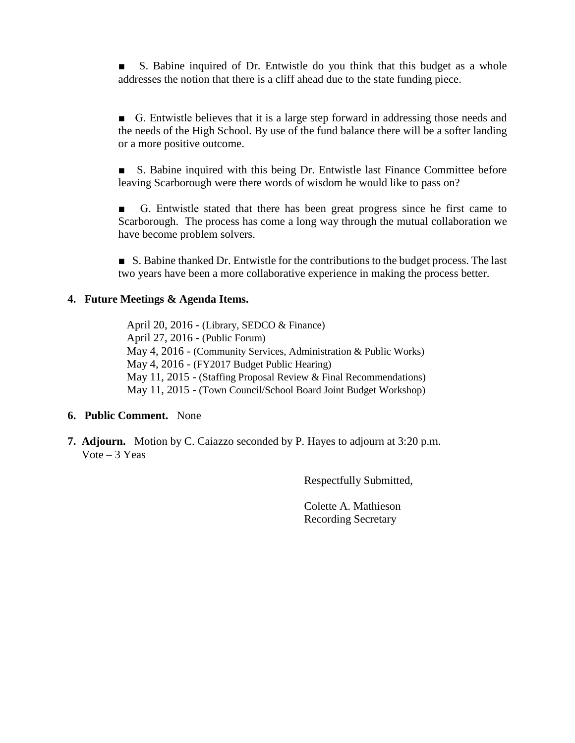■ S. Babine inquired of Dr. Entwistle do you think that this budget as a whole addresses the notion that there is a cliff ahead due to the state funding piece.

■ G. Entwistle believes that it is a large step forward in addressing those needs and the needs of the High School. By use of the fund balance there will be a softer landing or a more positive outcome.

■ S. Babine inquired with this being Dr. Entwistle last Finance Committee before leaving Scarborough were there words of wisdom he would like to pass on?

■ G. Entwistle stated that there has been great progress since he first came to Scarborough. The process has come a long way through the mutual collaboration we have become problem solvers.

■ S. Babine thanked Dr. Entwistle for the contributions to the budget process. The last two years have been a more collaborative experience in making the process better.

**4. Future Meetings & Agenda Items.**

April 20, 2016 - (Library, SEDCO & Finance)
April 27, 2016 - (Public Forum)
May 4, 2016 - (Community Services, Administration & Public Works)
May 4, 2016 - (FY2017 Budget Public Hearing)
May 11, 2015 - (Staffing Proposal Review & Final Recommendations)
May 11, 2015 - (Town Council/School Board Joint Budget Workshop)

**6. Public Comment.** None

**7. Adjourn.** Motion by C. Caiazzo seconded by P. Hayes to adjourn at 3:20 p.m.
Vote – 3 Yeas

Respectfully Submitted,

Colette A. Mathieson
Recording Secretary